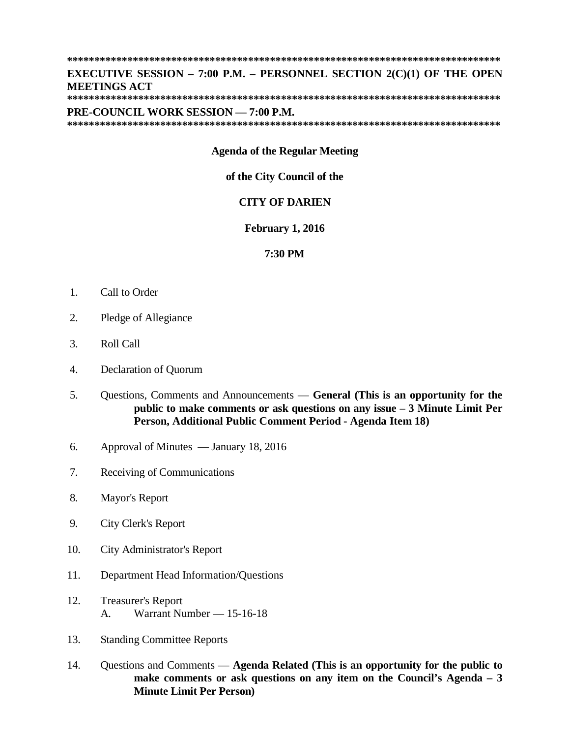********************************************************************************
**EXECUTIVE SESSION – 7:00 P.M. – PERSONNEL SECTION 2(C)(1) OF THE OPEN MEETINGS ACT**
********************************************************************************
**PRE-COUNCIL WORK SESSION — 7:00 P.M.**
********************************************************************************

**Agenda of the Regular Meeting**

**of the City Council of the**

**CITY OF DARIEN**

**February 1, 2016**

**7:30 PM**

1. Call to Order
2. Pledge of Allegiance
3. Roll Call
4. Declaration of Quorum
5. Questions, Comments and Announcements — **General (This is an opportunity for the public to make comments or ask questions on any issue – 3 Minute Limit Per Person, Additional Public Comment Period - Agenda Item 18)**
6. Approval of Minutes — January 18, 2016
7. Receiving of Communications
8. Mayor's Report
9. City Clerk's Report
10. City Administrator's Report
11. Department Head Information/Questions
12. Treasurer's Report
    A. Warrant Number — 15-16-18
13. Standing Committee Reports
14. Questions and Comments — **Agenda Related (This is an opportunity for the public to make comments or ask questions on any item on the Council's Agenda – 3 Minute Limit Per Person)**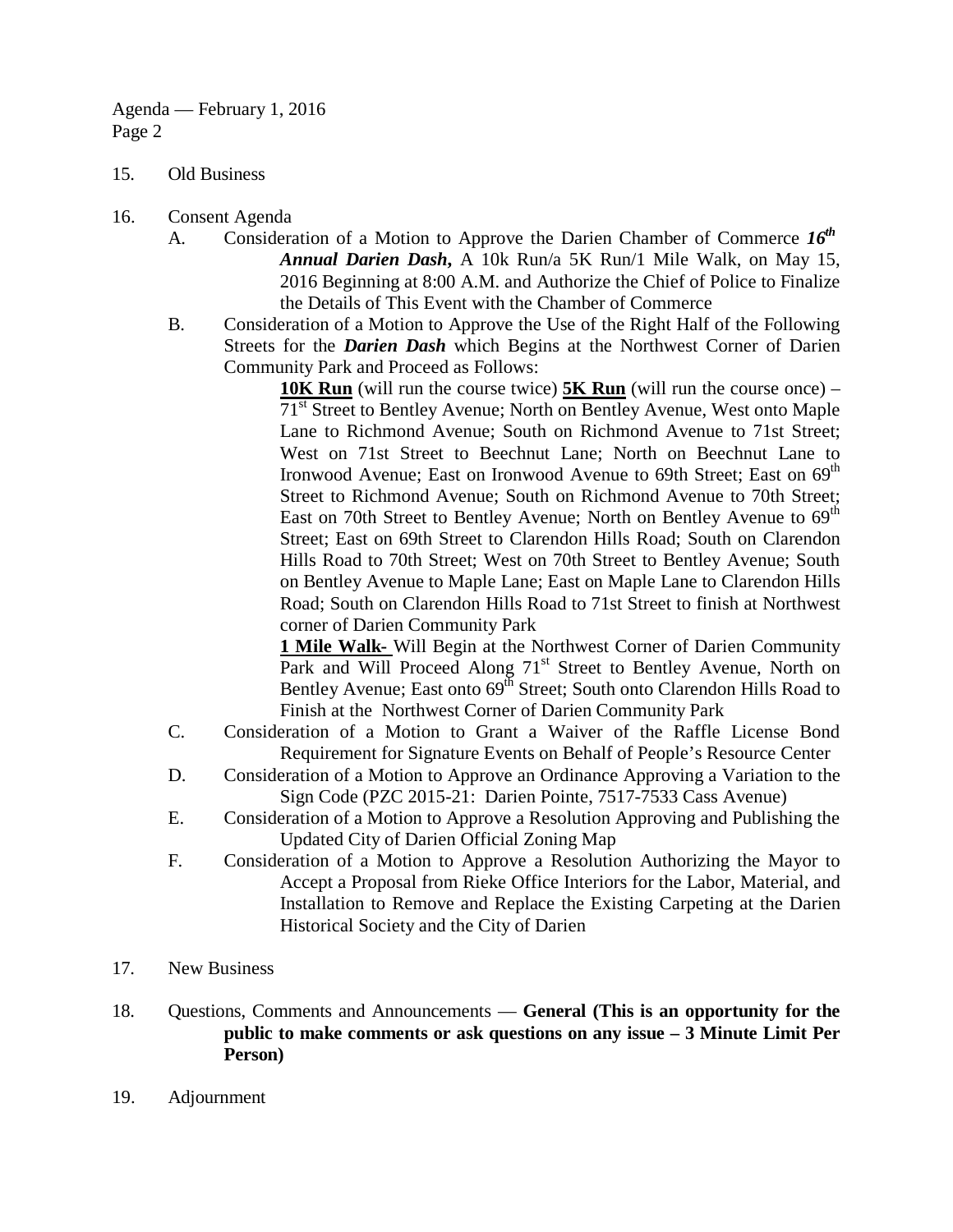15. Old Business

16. Consent Agenda
    A. Consideration of a Motion to Approve the Darien Chamber of Commerce ***16th Annual Darien Dash***, A 10k Run/a 5K Run/1 Mile Walk, on May 15, 2016 Beginning at 8:00 A.M. and Authorize the Chief of Police to Finalize the Details of This Event with the Chamber of Commerce
    B. Consideration of a Motion to Approve the Use of the Right Half of the Following Streets for the ***Darien Dash*** which Begins at the Northwest Corner of Darien Community Park and Proceed as Follows:

       **10K Run** (will run the course twice) **5K Run** (will run the course once) – 71st Street to Bentley Avenue; North on Bentley Avenue, West onto Maple Lane to Richmond Avenue; South on Richmond Avenue to 71st Street; West on 71st Street to Beechnut Lane; North on Beechnut Lane to Ironwood Avenue; East on Ironwood Avenue to 69th Street; East on 69th Street to Richmond Avenue; South on Richmond Avenue to 70th Street; East on 70th Street to Bentley Avenue; North on Bentley Avenue to 69th Street; East on 69th Street to Clarendon Hills Road; South on Clarendon Hills Road to 70th Street; West on 70th Street to Bentley Avenue; South on Bentley Avenue to Maple Lane; East on Maple Lane to Clarendon Hills Road; South on Clarendon Hills Road to 71st Street to finish at Northwest corner of Darien Community Park

       **1 Mile Walk-** Will Begin at the Northwest Corner of Darien Community Park and Will Proceed Along 71st Street to Bentley Avenue, North on Bentley Avenue; East onto 69th Street; South onto Clarendon Hills Road to Finish at the Northwest Corner of Darien Community Park
    C. Consideration of a Motion to Grant a Waiver of the Raffle License Bond Requirement for Signature Events on Behalf of People's Resource Center
    D. Consideration of a Motion to Approve an Ordinance Approving a Variation to the Sign Code (PZC 2015-21: Darien Pointe, 7517-7533 Cass Avenue)
    E. Consideration of a Motion to Approve a Resolution Approving and Publishing the Updated City of Darien Official Zoning Map
    F. Consideration of a Motion to Approve a Resolution Authorizing the Mayor to Accept a Proposal from Rieke Office Interiors for the Labor, Material, and Installation to Remove and Replace the Existing Carpeting at the Darien Historical Society and the City of Darien

17. New Business

18. Questions, Comments and Announcements — **General (This is an opportunity for the public to make comments or ask questions on any issue – 3 Minute Limit Per Person)**

19. Adjournment